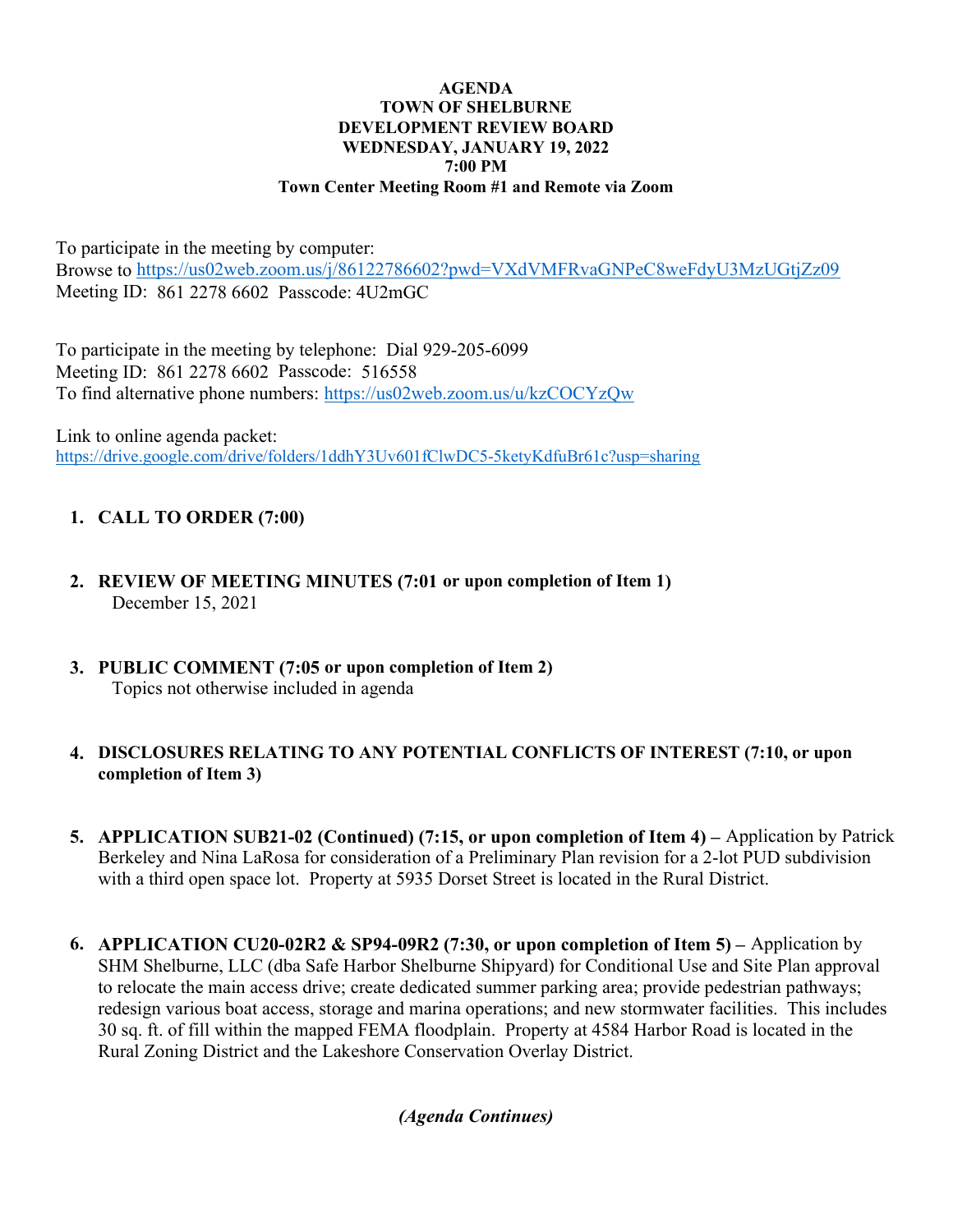**AGENDA**
**TOWN OF SHELBURNE**
**DEVELOPMENT REVIEW BOARD**
**WEDNESDAY, JANUARY 19, 2022**
**7:00 PM**
**Town Center Meeting Room #1 and Remote via Zoom**

To participate in the meeting by computer:
Browse to https://us02web.zoom.us/j/86122786602?pwd=VXdVMFRvaGNPeC8weFdyU3MzUGtjZz09
Meeting ID: 861 2278 6602 Passcode: 4U2mGC

To participate in the meeting by telephone: Dial 929-205-6099
Meeting ID: 861 2278 6602 Passcode: 516558
To find alternative phone numbers: https://us02web.zoom.us/u/kzCOCYzQw

Link to online agenda packet:
https://drive.google.com/drive/folders/1ddhY3Uv601fClwDC5-5ketyKdfuBr61c?usp=sharing

1. **CALL TO ORDER (7:00)**

2. **REVIEW OF MEETING MINUTES (7:01 or upon completion of Item 1)**
   December 15, 2021

3. **PUBLIC COMMENT (7:05 or upon completion of Item 2)**
   Topics not otherwise included in agenda

4. **DISCLOSURES RELATING TO ANY POTENTIAL CONFLICTS OF INTEREST (7:10, or upon completion of Item 3)**

5. **APPLICATION SUB21-02 (Continued) (7:15, or upon completion of Item 4) –** Application by Patrick Berkeley and Nina LaRosa for consideration of a Preliminary Plan revision for a 2-lot PUD subdivision with a third open space lot. Property at 5935 Dorset Street is located in the Rural District.

6. **APPLICATION CU20-02R2 & SP94-09R2 (7:30, or upon completion of Item 5) –** Application by SHM Shelburne, LLC (dba Safe Harbor Shelburne Shipyard) for Conditional Use and Site Plan approval to relocate the main access drive; create dedicated summer parking area; provide pedestrian pathways; redesign various boat access, storage and marina operations; and new stormwater facilities. This includes 30 sq. ft. of fill within the mapped FEMA floodplain. Property at 4584 Harbor Road is located in the Rural Zoning District and the Lakeshore Conservation Overlay District.

***(Agenda Continues)***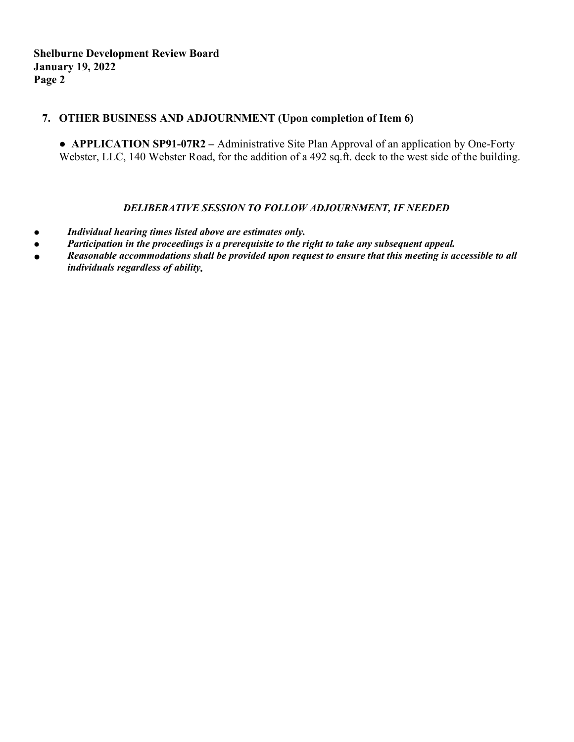## 7. OTHER BUSINESS AND ADJOURNMENT (Upon completion of Item 6)

● **APPLICATION SP91-07R2 –** Administrative Site Plan Approval of an application by One-Forty Webster, LLC, 140 Webster Road, for the addition of a 492 sq.ft. deck to the west side of the building.

***DELIBERATIVE SESSION TO FOLLOW ADJOURNMENT, IF NEEDED***

- ***Individual hearing times listed above are estimates only.***
- ***Participation in the proceedings is a prerequisite to the right to take any subsequent appeal.***
- ***Reasonable accommodations shall be provided upon request to ensure that this meeting is accessible to all individuals regardless of ability.***